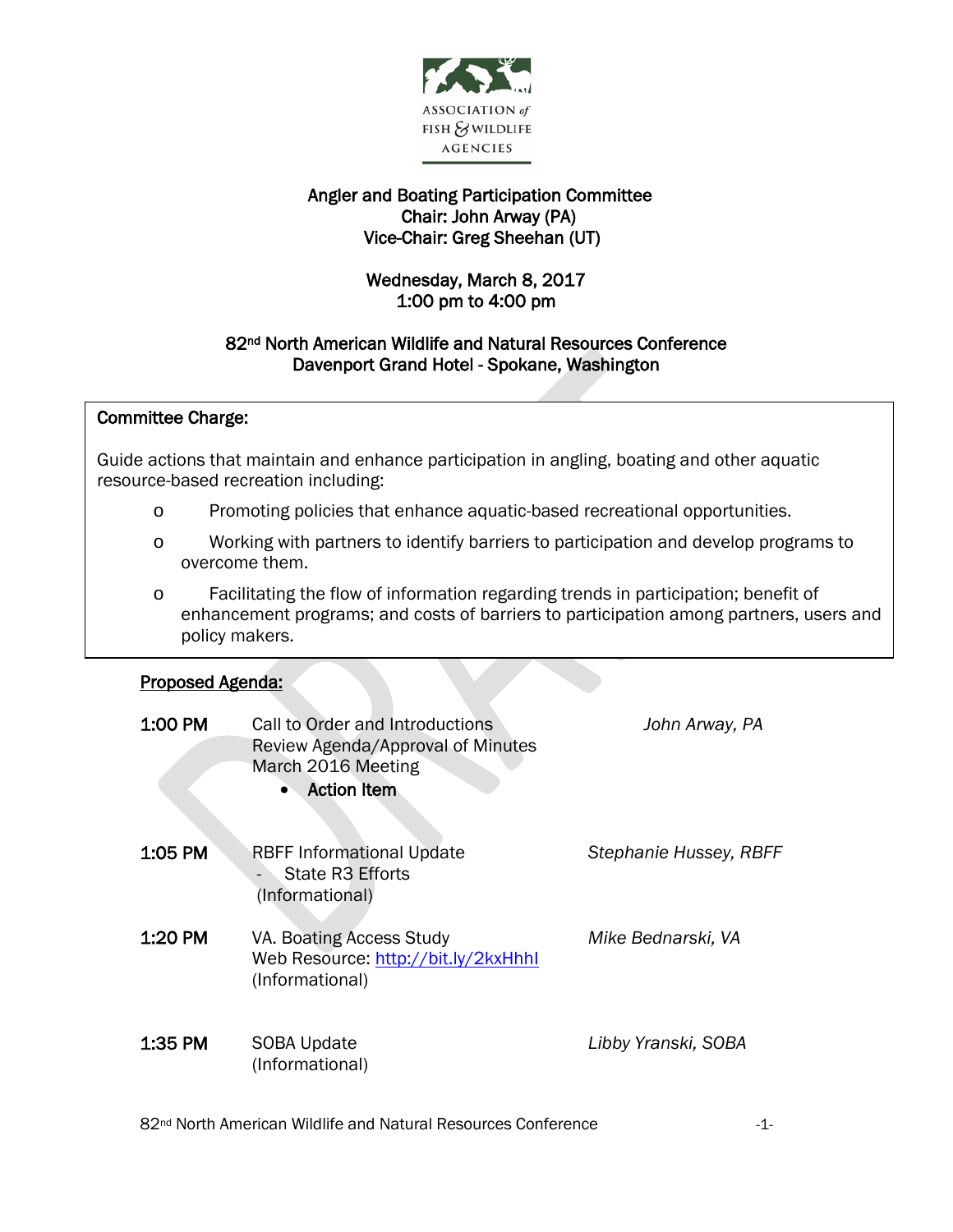ASSOCIATION of FISH & WILDLIFE AGENCIES

# Angler and Boating Participation Committee

**Chair: John Arway (PA)**
**Vice-Chair: Greg Sheehan (UT)**

**Wednesday, March 8, 2017**
**1:00 pm to 4:00 pm**

**82nd North American Wildlife and Natural Resources Conference**
**Davenport Grand Hotel - Spokane, Washington**

**Committee Charge:**

Guide actions that maintain and enhance participation in angling, boating and other aquatic resource-based recreation including:

- Promoting policies that enhance aquatic-based recreational opportunities.
- Working with partners to identify barriers to participation and develop programs to overcome them.
- Facilitating the flow of information regarding trends in participation; benefit of enhancement programs; and costs of barriers to participation among partners, users and policy makers.

## Proposed Agenda:

**1:00 PM** Call to Order and Introductions — *John Arway, PA*
Review Agenda/Approval of Minutes
March 2016 Meeting
- **Action Item**

**1:05 PM** RBFF Informational Update — *Stephanie Hussey, RBFF*
- State R3 Efforts

(Informational)

**1:20 PM** VA. Boating Access Study — *Mike Bednarski, VA*
Web Resource: http://bit.ly/2kxHhhI
(Informational)

**1:35 PM** SOBA Update — *Libby Yranski, SOBA*
(Informational)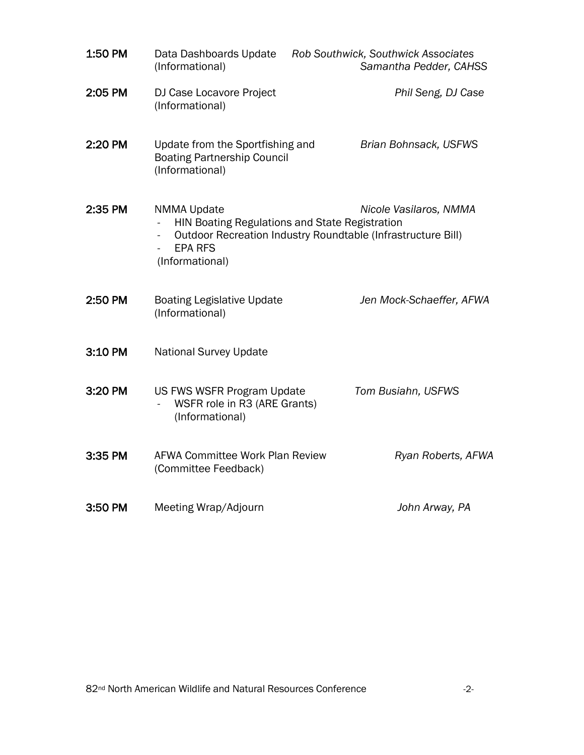| | | |
|---|---|---|
| **1:50 PM** | Data Dashboards Update<br>(Informational) | *Rob Southwick, Southwick Associates*<br>*Samantha Pedder, CAHSS* |
| **2:05 PM** | DJ Case Locavore Project<br>(Informational) | *Phil Seng, DJ Case* |
| **2:20 PM** | Update from the Sportfishing and Boating Partnership Council<br>(Informational) | *Brian Bohnsack, USFWS* |
| **2:35 PM** | NMMA Update<br>- HIN Boating Regulations and State Registration<br>- Outdoor Recreation Industry Roundtable (Infrastructure Bill)<br>- EPA RFS<br>(Informational) | *Nicole Vasilaros, NMMA* |
| **2:50 PM** | Boating Legislative Update<br>(Informational) | *Jen Mock-Schaeffer, AFWA* |
| **3:10 PM** | National Survey Update | |
| **3:20 PM** | US FWS WSFR Program Update<br>- WSFR role in R3 (ARE Grants)<br>(Informational) | *Tom Busiahn, USFWS* |
| **3:35 PM** | AFWA Committee Work Plan Review<br>(Committee Feedback) | *Ryan Roberts, AFWA* |
| **3:50 PM** | Meeting Wrap/Adjourn | *John Arway, PA* |